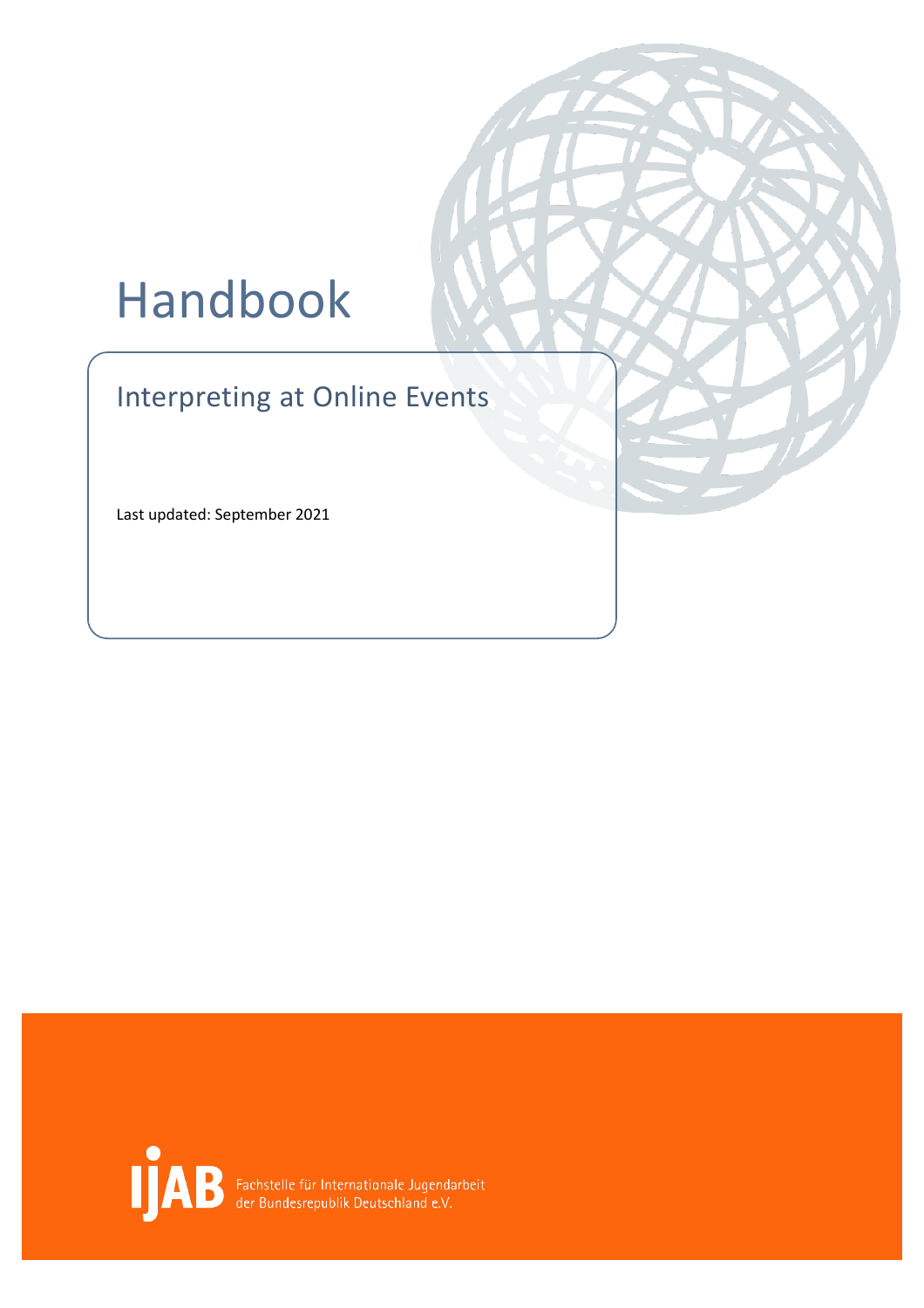# Handbook

## Interpreting at Online Events

Last updated: September 2021

IJAB Fachstelle für Internationale Jugendarbeit der Bundesrepublik Deutschland e.V.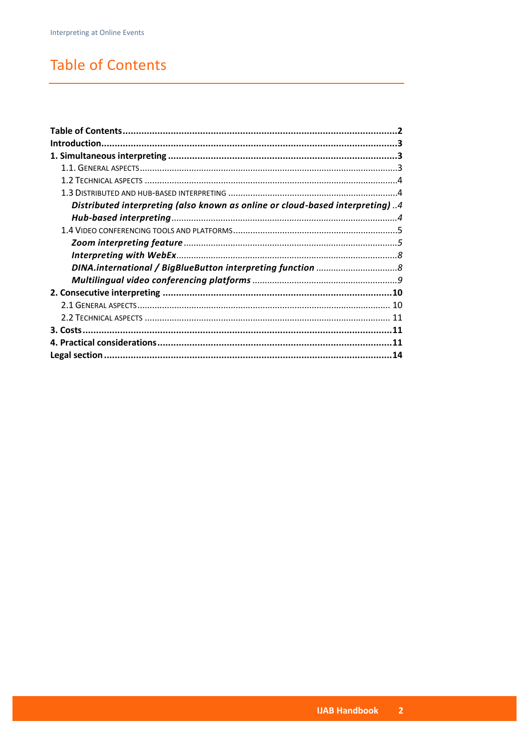# Table of Contents

**Table of Contents** ........ **2**
**Introduction** ........ **3**
**1. Simultaneous interpreting** ........ **3**
1.1. General aspects ........ 3
1.2 Technical aspects ........ 4
1.3 Distributed and hub-based interpreting ........ 4
***Distributed interpreting (also known as online or cloud-based interpreting)*** *..4*
***Hub-based interpreting*** *........ 4*
1.4 Video conferencing tools and platforms ........ 5
***Zoom interpreting feature*** *........ 5*
***Interpreting with WebEx*** *........ 8*
***DINA.international / BigBlueButton interpreting function*** *........ 8*
***Multilingual video conferencing platforms*** *........ 9*
**2. Consecutive interpreting** ........ **10**
2.1 General aspects ........ 10
2.2 Technical aspects ........ 11
**3. Costs** ........ **11**
**4. Practical considerations** ........ **11**
**Legal section** ........ **14**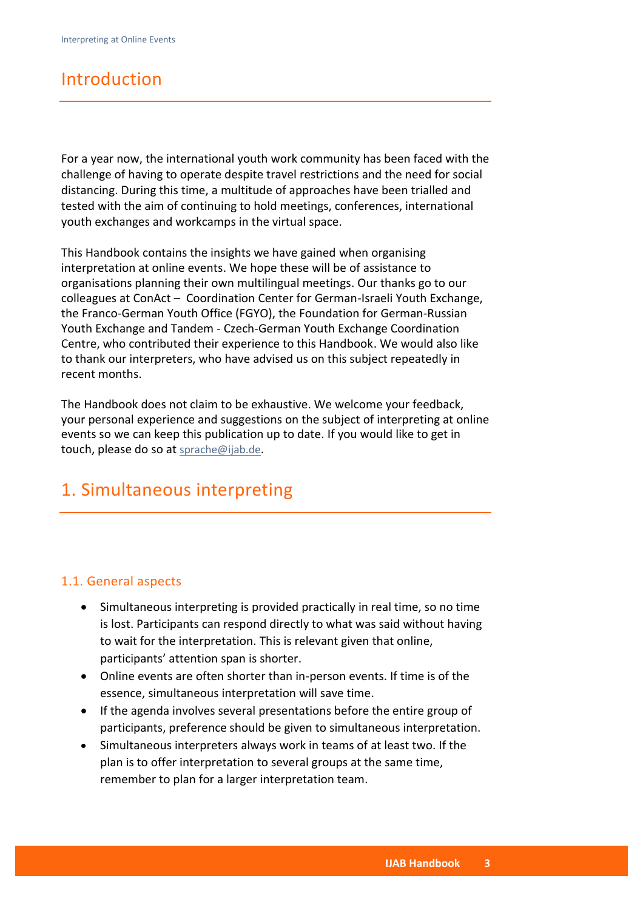# Introduction

For a year now, the international youth work community has been faced with the challenge of having to operate despite travel restrictions and the need for social distancing. During this time, a multitude of approaches have been trialled and tested with the aim of continuing to hold meetings, conferences, international youth exchanges and workcamps in the virtual space.

This Handbook contains the insights we have gained when organising interpretation at online events. We hope these will be of assistance to organisations planning their own multilingual meetings. Our thanks go to our colleagues at ConAct – Coordination Center for German-Israeli Youth Exchange, the Franco-German Youth Office (FGYO), the Foundation for German-Russian Youth Exchange and Tandem - Czech-German Youth Exchange Coordination Centre, who contributed their experience to this Handbook. We would also like to thank our interpreters, who have advised us on this subject repeatedly in recent months.

The Handbook does not claim to be exhaustive. We welcome your feedback, your personal experience and suggestions on the subject of interpreting at online events so we can keep this publication up to date. If you would like to get in touch, please do so at sprache@ijab.de.

# 1. Simultaneous interpreting

## 1.1. General aspects

- Simultaneous interpreting is provided practically in real time, so no time is lost. Participants can respond directly to what was said without having to wait for the interpretation. This is relevant given that online, participants' attention span is shorter.
- Online events are often shorter than in-person events. If time is of the essence, simultaneous interpretation will save time.
- If the agenda involves several presentations before the entire group of participants, preference should be given to simultaneous interpretation.
- Simultaneous interpreters always work in teams of at least two. If the plan is to offer interpretation to several groups at the same time, remember to plan for a larger interpretation team.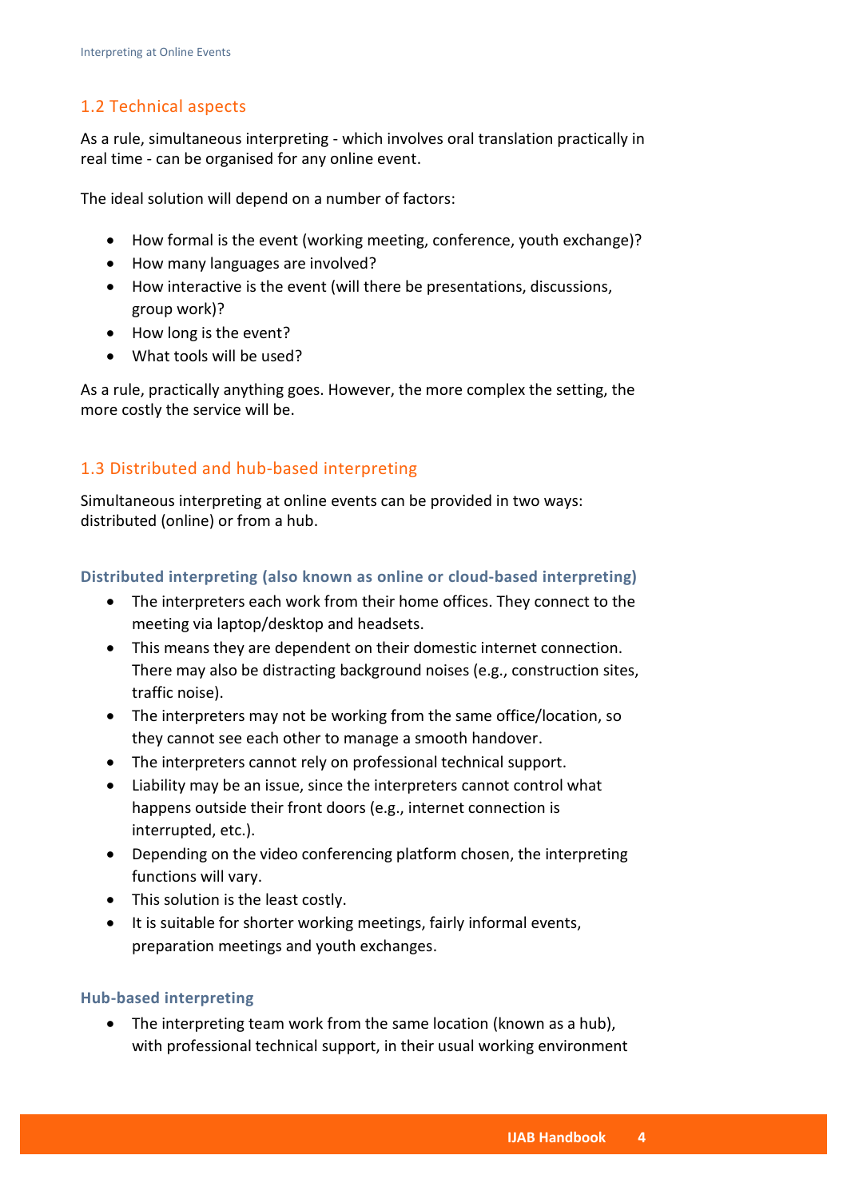## 1.2 Technical aspects

As a rule, simultaneous interpreting - which involves oral translation practically in real time - can be organised for any online event.

The ideal solution will depend on a number of factors:

- How formal is the event (working meeting, conference, youth exchange)?
- How many languages are involved?
- How interactive is the event (will there be presentations, discussions, group work)?
- How long is the event?
- What tools will be used?

As a rule, practically anything goes. However, the more complex the setting, the more costly the service will be.

## 1.3 Distributed and hub-based interpreting

Simultaneous interpreting at online events can be provided in two ways: distributed (online) or from a hub.

### Distributed interpreting (also known as online or cloud-based interpreting)

- The interpreters each work from their home offices. They connect to the meeting via laptop/desktop and headsets.
- This means they are dependent on their domestic internet connection. There may also be distracting background noises (e.g., construction sites, traffic noise).
- The interpreters may not be working from the same office/location, so they cannot see each other to manage a smooth handover.
- The interpreters cannot rely on professional technical support.
- Liability may be an issue, since the interpreters cannot control what happens outside their front doors (e.g., internet connection is interrupted, etc.).
- Depending on the video conferencing platform chosen, the interpreting functions will vary.
- This solution is the least costly.
- It is suitable for shorter working meetings, fairly informal events, preparation meetings and youth exchanges.

### Hub-based interpreting

- The interpreting team work from the same location (known as a hub), with professional technical support, in their usual working environment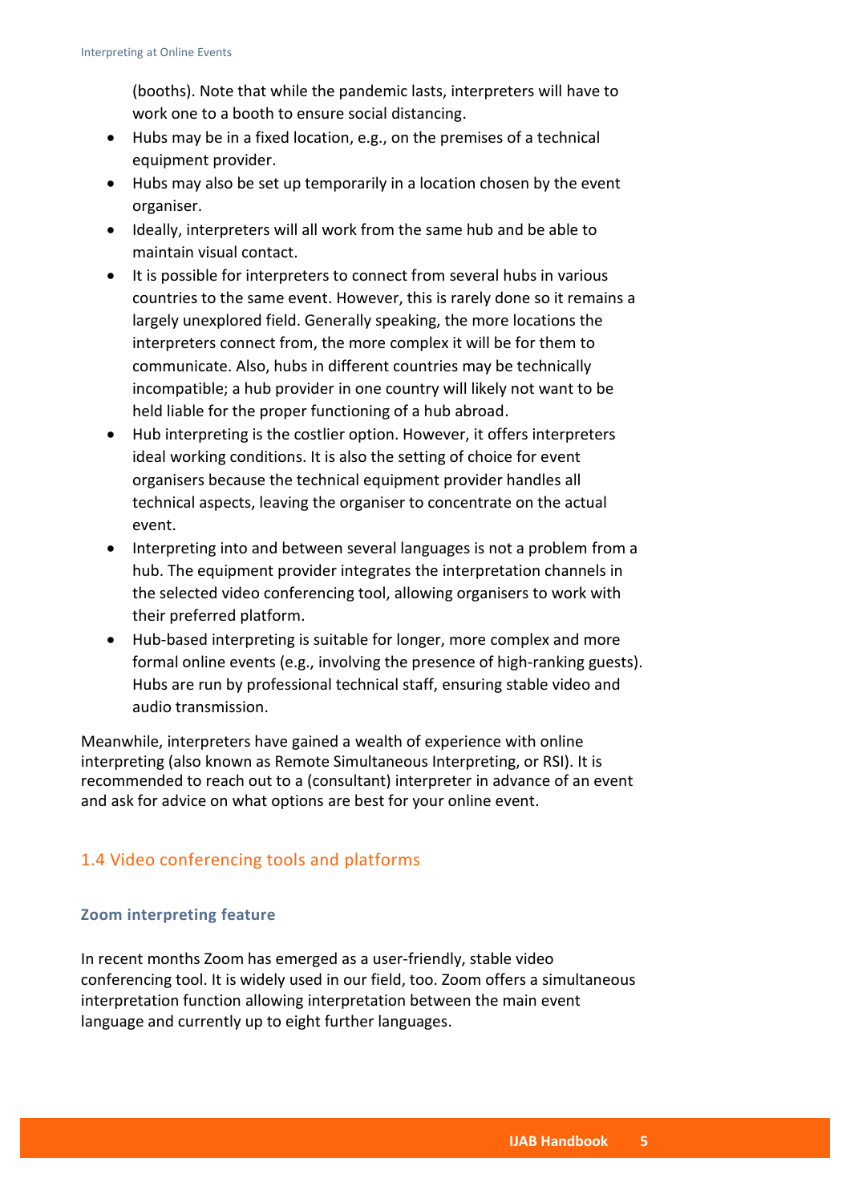(booths). Note that while the pandemic lasts, interpreters will have to work one to a booth to ensure social distancing.

- Hubs may be in a fixed location, e.g., on the premises of a technical equipment provider.
- Hubs may also be set up temporarily in a location chosen by the event organiser.
- Ideally, interpreters will all work from the same hub and be able to maintain visual contact.
- It is possible for interpreters to connect from several hubs in various countries to the same event. However, this is rarely done so it remains a largely unexplored field. Generally speaking, the more locations the interpreters connect from, the more complex it will be for them to communicate. Also, hubs in different countries may be technically incompatible; a hub provider in one country will likely not want to be held liable for the proper functioning of a hub abroad.
- Hub interpreting is the costlier option. However, it offers interpreters ideal working conditions. It is also the setting of choice for event organisers because the technical equipment provider handles all technical aspects, leaving the organiser to concentrate on the actual event.
- Interpreting into and between several languages is not a problem from a hub. The equipment provider integrates the interpretation channels in the selected video conferencing tool, allowing organisers to work with their preferred platform.
- Hub-based interpreting is suitable for longer, more complex and more formal online events (e.g., involving the presence of high-ranking guests). Hubs are run by professional technical staff, ensuring stable video and audio transmission.

Meanwhile, interpreters have gained a wealth of experience with online interpreting (also known as Remote Simultaneous Interpreting, or RSI). It is recommended to reach out to a (consultant) interpreter in advance of an event and ask for advice on what options are best for your online event.

## 1.4 Video conferencing tools and platforms

### Zoom interpreting feature

In recent months Zoom has emerged as a user-friendly, stable video conferencing tool. It is widely used in our field, too. Zoom offers a simultaneous interpretation function allowing interpretation between the main event language and currently up to eight further languages.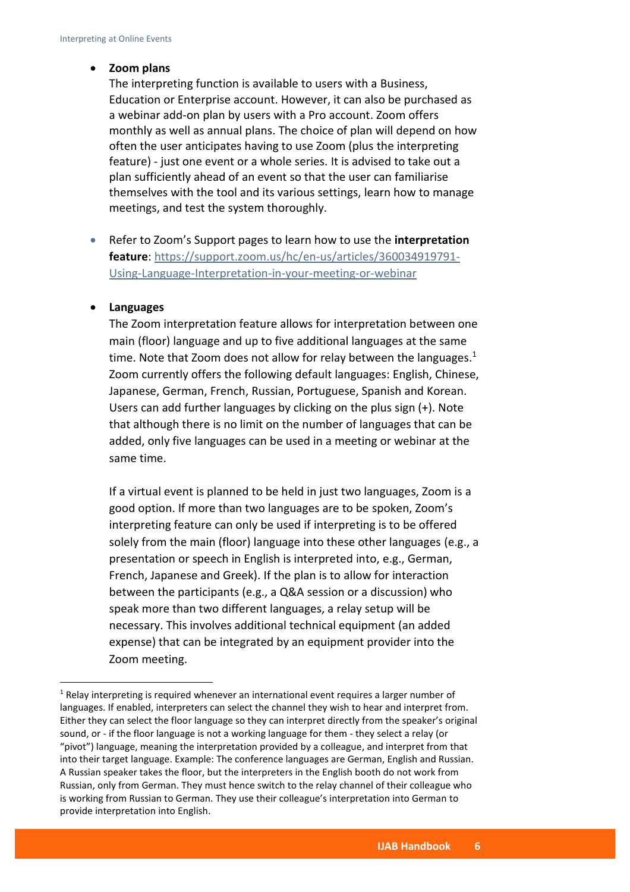- **Zoom plans**
  The interpreting function is available to users with a Business, Education or Enterprise account. However, it can also be purchased as a webinar add-on plan by users with a Pro account. Zoom offers monthly as well as annual plans. The choice of plan will depend on how often the user anticipates having to use Zoom (plus the interpreting feature) - just one event or a whole series. It is advised to take out a plan sufficiently ahead of an event so that the user can familiarise themselves with the tool and its various settings, learn how to manage meetings, and test the system thoroughly.

- Refer to Zoom's Support pages to learn how to use the **interpretation feature**: https://support.zoom.us/hc/en-us/articles/360034919791-Using-Language-Interpretation-in-your-meeting-or-webinar

- **Languages**
  The Zoom interpretation feature allows for interpretation between one main (floor) language and up to five additional languages at the same time. Note that Zoom does not allow for relay between the languages.[1] Zoom currently offers the following default languages: English, Chinese, Japanese, German, French, Russian, Portuguese, Spanish and Korean. Users can add further languages by clicking on the plus sign (+). Note that although there is no limit on the number of languages that can be added, only five languages can be used in a meeting or webinar at the same time.

  If a virtual event is planned to be held in just two languages, Zoom is a good option. If more than two languages are to be spoken, Zoom's interpreting feature can only be used if interpreting is to be offered solely from the main (floor) language into these other languages (e.g., a presentation or speech in English is interpreted into, e.g., German, French, Japanese and Greek). If the plan is to allow for interaction between the participants (e.g., a Q&A session or a discussion) who speak more than two different languages, a relay setup will be necessary. This involves additional technical equipment (an added expense) that can be integrated by an equipment provider into the Zoom meeting.

---

[1] Relay interpreting is required whenever an international event requires a larger number of languages. If enabled, interpreters can select the channel they wish to hear and interpret from. Either they can select the floor language so they can interpret directly from the speaker's original sound, or - if the floor language is not a working language for them - they select a relay (or "pivot") language, meaning the interpretation provided by a colleague, and interpret from that into their target language. Example: The conference languages are German, English and Russian. A Russian speaker takes the floor, but the interpreters in the English booth do not work from Russian, only from German. They must hence switch to the relay channel of their colleague who is working from Russian to German. They use their colleague's interpretation into German to provide interpretation into English.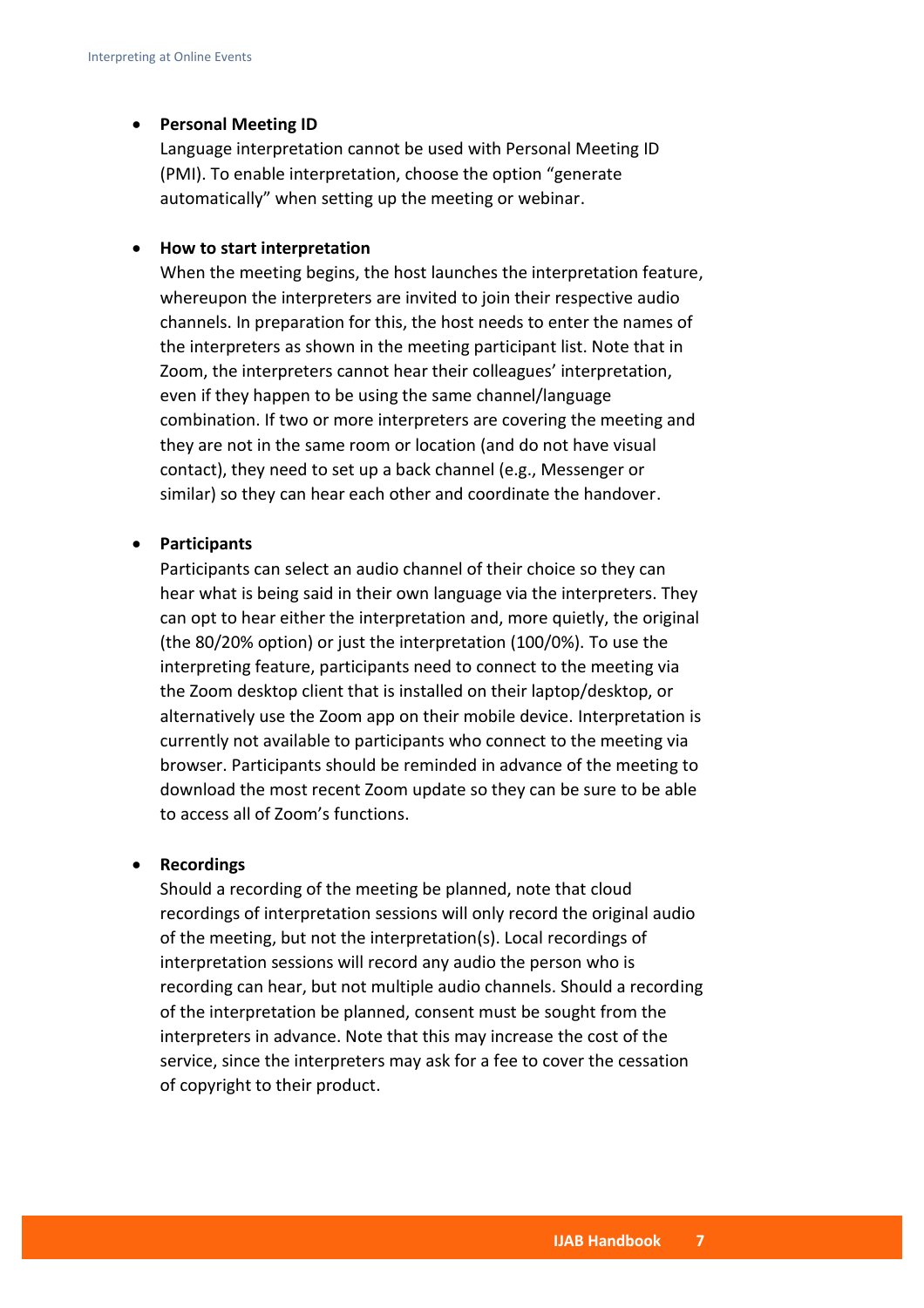- **Personal Meeting ID**
  Language interpretation cannot be used with Personal Meeting ID (PMI). To enable interpretation, choose the option "generate automatically" when setting up the meeting or webinar.

- **How to start interpretation**
  When the meeting begins, the host launches the interpretation feature, whereupon the interpreters are invited to join their respective audio channels. In preparation for this, the host needs to enter the names of the interpreters as shown in the meeting participant list. Note that in Zoom, the interpreters cannot hear their colleagues' interpretation, even if they happen to be using the same channel/language combination. If two or more interpreters are covering the meeting and they are not in the same room or location (and do not have visual contact), they need to set up a back channel (e.g., Messenger or similar) so they can hear each other and coordinate the handover.

- **Participants**
  Participants can select an audio channel of their choice so they can hear what is being said in their own language via the interpreters. They can opt to hear either the interpretation and, more quietly, the original (the 80/20% option) or just the interpretation (100/0%). To use the interpreting feature, participants need to connect to the meeting via the Zoom desktop client that is installed on their laptop/desktop, or alternatively use the Zoom app on their mobile device. Interpretation is currently not available to participants who connect to the meeting via browser. Participants should be reminded in advance of the meeting to download the most recent Zoom update so they can be sure to be able to access all of Zoom's functions.

- **Recordings**
  Should a recording of the meeting be planned, note that cloud recordings of interpretation sessions will only record the original audio of the meeting, but not the interpretation(s). Local recordings of interpretation sessions will record any audio the person who is recording can hear, but not multiple audio channels. Should a recording of the interpretation be planned, consent must be sought from the interpreters in advance. Note that this may increase the cost of the service, since the interpreters may ask for a fee to cover the cessation of copyright to their product.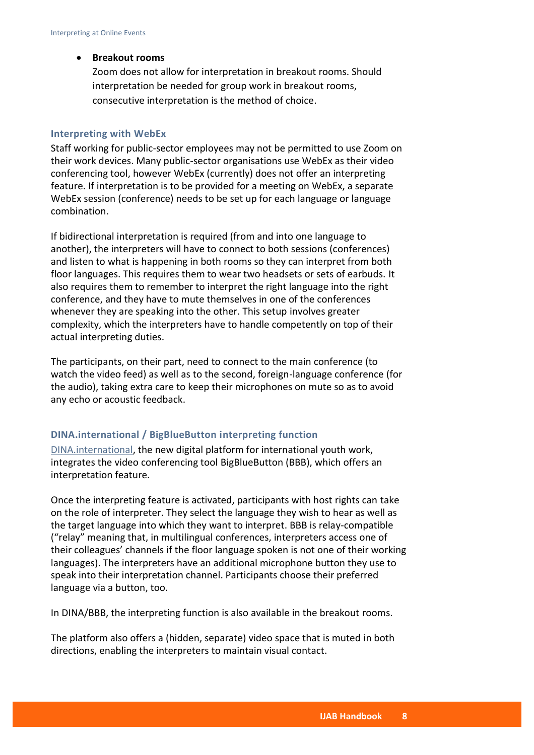- **Breakout rooms**
  Zoom does not allow for interpretation in breakout rooms. Should interpretation be needed for group work in breakout rooms, consecutive interpretation is the method of choice.

### Interpreting with WebEx

Staff working for public-sector employees may not be permitted to use Zoom on their work devices. Many public-sector organisations use WebEx as their video conferencing tool, however WebEx (currently) does not offer an interpreting feature. If interpretation is to be provided for a meeting on WebEx, a separate WebEx session (conference) needs to be set up for each language or language combination.

If bidirectional interpretation is required (from and into one language to another), the interpreters will have to connect to both sessions (conferences) and listen to what is happening in both rooms so they can interpret from both floor languages. This requires them to wear two headsets or sets of earbuds. It also requires them to remember to interpret the right language into the right conference, and they have to mute themselves in one of the conferences whenever they are speaking into the other. This setup involves greater complexity, which the interpreters have to handle competently on top of their actual interpreting duties.

The participants, on their part, need to connect to the main conference (to watch the video feed) as well as to the second, foreign-language conference (for the audio), taking extra care to keep their microphones on mute so as to avoid any echo or acoustic feedback.

### DINA.international / BigBlueButton interpreting function

DINA.international, the new digital platform for international youth work, integrates the video conferencing tool BigBlueButton (BBB), which offers an interpretation feature.

Once the interpreting feature is activated, participants with host rights can take on the role of interpreter. They select the language they wish to hear as well as the target language into which they want to interpret. BBB is relay-compatible ("relay" meaning that, in multilingual conferences, interpreters access one of their colleagues' channels if the floor language spoken is not one of their working languages). The interpreters have an additional microphone button they use to speak into their interpretation channel. Participants choose their preferred language via a button, too.

In DINA/BBB, the interpreting function is also available in the breakout rooms.

The platform also offers a (hidden, separate) video space that is muted in both directions, enabling the interpreters to maintain visual contact.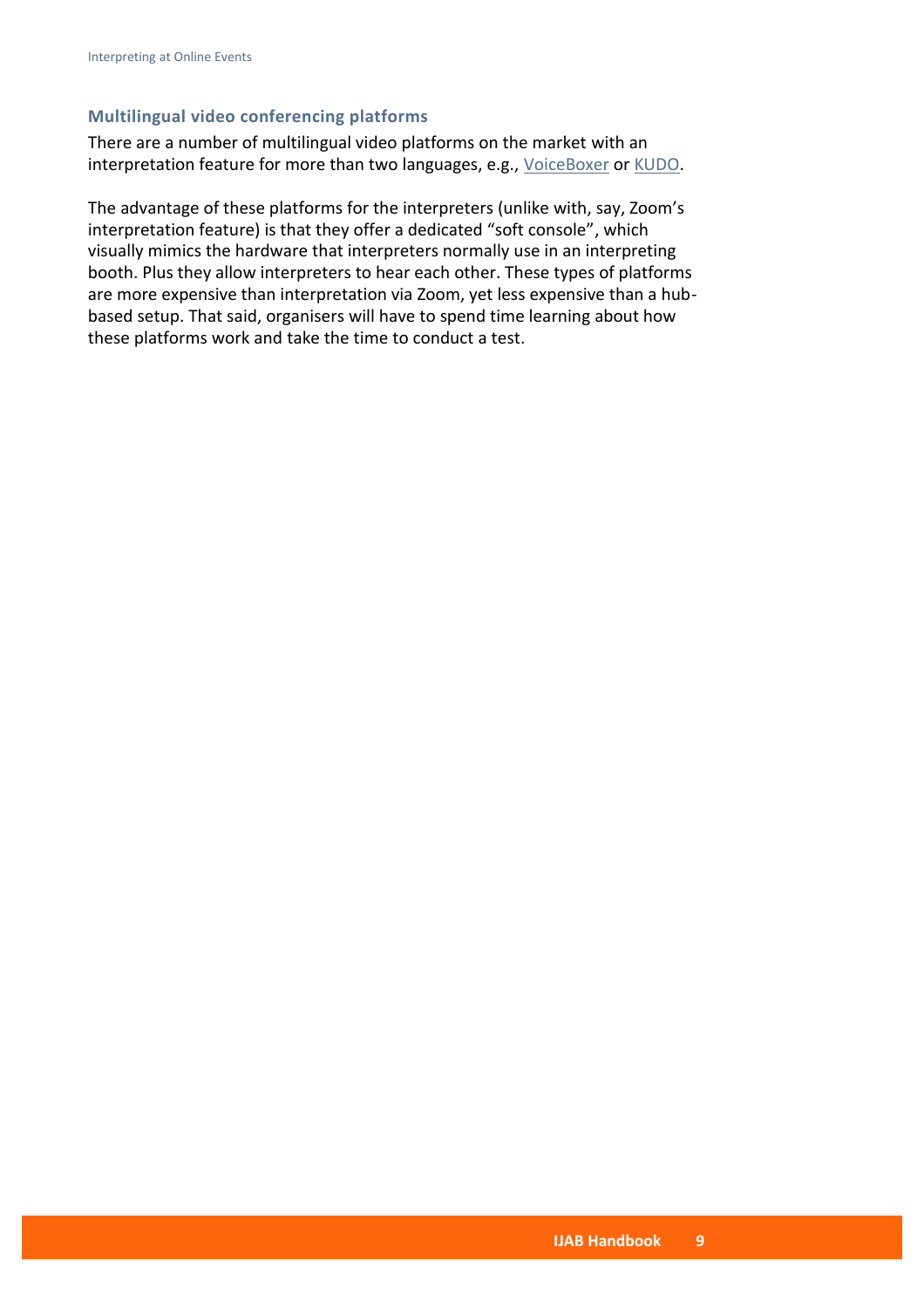### Multilingual video conferencing platforms

There are a number of multilingual video platforms on the market with an interpretation feature for more than two languages, e.g., VoiceBoxer or KUDO.

The advantage of these platforms for the interpreters (unlike with, say, Zoom's interpretation feature) is that they offer a dedicated "soft console", which visually mimics the hardware that interpreters normally use in an interpreting booth. Plus they allow interpreters to hear each other. These types of platforms are more expensive than interpretation via Zoom, yet less expensive than a hub-based setup. That said, organisers will have to spend time learning about how these platforms work and take the time to conduct a test.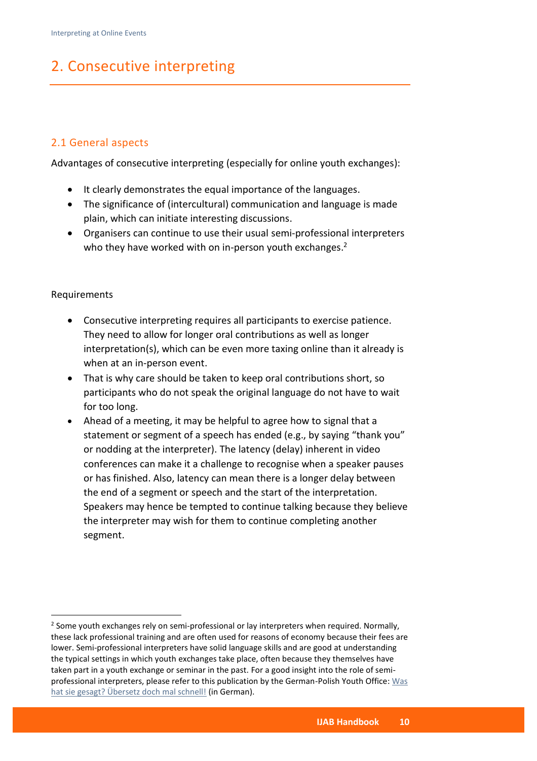## 2. Consecutive interpreting

### 2.1 General aspects

Advantages of consecutive interpreting (especially for online youth exchanges):

- It clearly demonstrates the equal importance of the languages.
- The significance of (intercultural) communication and language is made plain, which can initiate interesting discussions.
- Organisers can continue to use their usual semi-professional interpreters who they have worked with on in-person youth exchanges.[2]

Requirements

- Consecutive interpreting requires all participants to exercise patience. They need to allow for longer oral contributions as well as longer interpretation(s), which can be even more taxing online than it already is when at an in-person event.
- That is why care should be taken to keep oral contributions short, so participants who do not speak the original language do not have to wait for too long.
- Ahead of a meeting, it may be helpful to agree how to signal that a statement or segment of a speech has ended (e.g., by saying "thank you" or nodding at the interpreter). The latency (delay) inherent in video conferences can make it a challenge to recognise when a speaker pauses or has finished. Also, latency can mean there is a longer delay between the end of a segment or speech and the start of the interpretation. Speakers may hence be tempted to continue talking because they believe the interpreter may wish for them to continue completing another segment.

---

[2] Some youth exchanges rely on semi-professional or lay interpreters when required. Normally, these lack professional training and are often used for reasons of economy because their fees are lower. Semi-professional interpreters have solid language skills and are good at understanding the typical settings in which youth exchanges take place, often because they themselves have taken part in a youth exchange or seminar in the past. For a good insight into the role of semi-professional interpreters, please refer to this publication by the German-Polish Youth Office: Was hat sie gesagt? Übersetz doch mal schnell! (in German).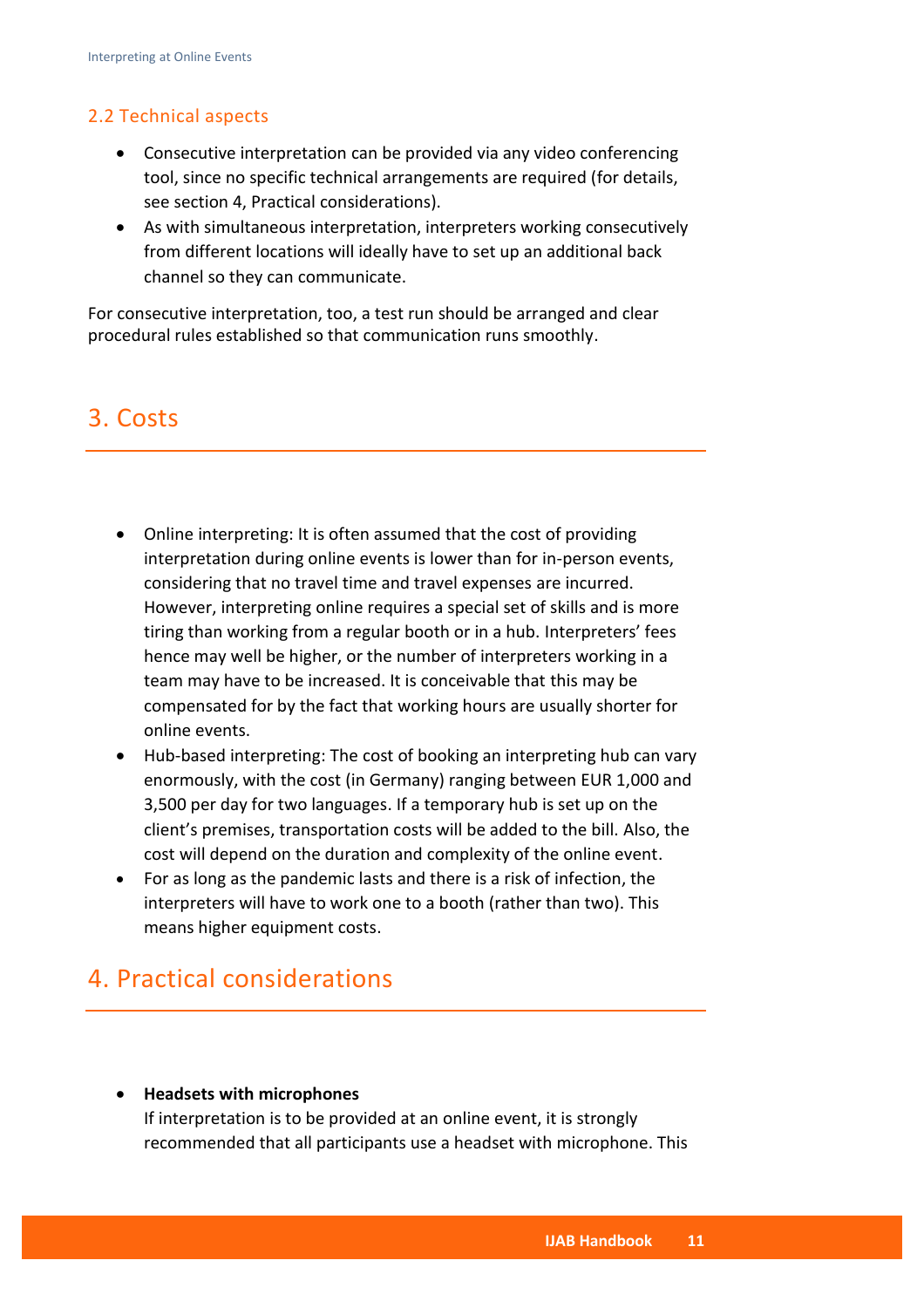### 2.2 Technical aspects

- Consecutive interpretation can be provided via any video conferencing tool, since no specific technical arrangements are required (for details, see section 4, Practical considerations).
- As with simultaneous interpretation, interpreters working consecutively from different locations will ideally have to set up an additional back channel so they can communicate.

For consecutive interpretation, too, a test run should be arranged and clear procedural rules established so that communication runs smoothly.

## 3. Costs

- Online interpreting: It is often assumed that the cost of providing interpretation during online events is lower than for in-person events, considering that no travel time and travel expenses are incurred. However, interpreting online requires a special set of skills and is more tiring than working from a regular booth or in a hub. Interpreters' fees hence may well be higher, or the number of interpreters working in a team may have to be increased. It is conceivable that this may be compensated for by the fact that working hours are usually shorter for online events.
- Hub-based interpreting: The cost of booking an interpreting hub can vary enormously, with the cost (in Germany) ranging between EUR 1,000 and 3,500 per day for two languages. If a temporary hub is set up on the client's premises, transportation costs will be added to the bill. Also, the cost will depend on the duration and complexity of the online event.
- For as long as the pandemic lasts and there is a risk of infection, the interpreters will have to work one to a booth (rather than two). This means higher equipment costs.

## 4. Practical considerations

- **Headsets with microphones**
  If interpretation is to be provided at an online event, it is strongly recommended that all participants use a headset with microphone. This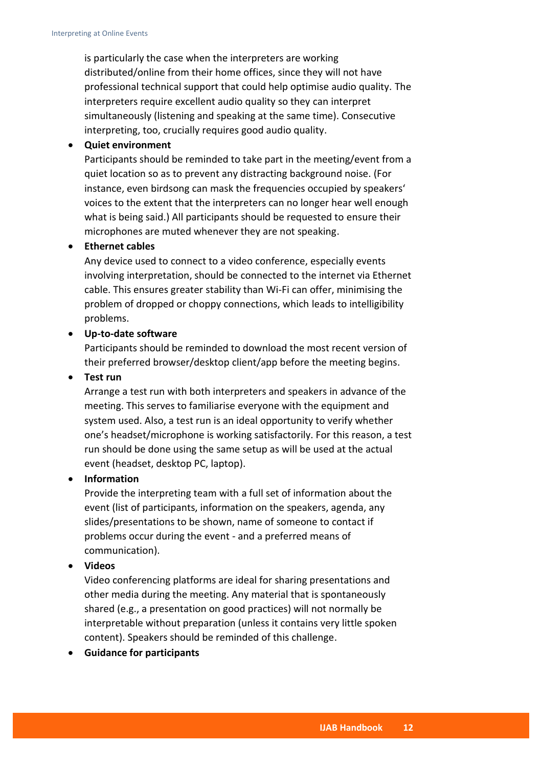is particularly the case when the interpreters are working distributed/online from their home offices, since they will not have professional technical support that could help optimise audio quality. The interpreters require excellent audio quality so they can interpret simultaneously (listening and speaking at the same time). Consecutive interpreting, too, crucially requires good audio quality.

- **Quiet environment**
  Participants should be reminded to take part in the meeting/event from a quiet location so as to prevent any distracting background noise. (For instance, even birdsong can mask the frequencies occupied by speakers' voices to the extent that the interpreters can no longer hear well enough what is being said.) All participants should be requested to ensure their microphones are muted whenever they are not speaking.
- **Ethernet cables**
  Any device used to connect to a video conference, especially events involving interpretation, should be connected to the internet via Ethernet cable. This ensures greater stability than Wi-Fi can offer, minimising the problem of dropped or choppy connections, which leads to intelligibility problems.
- **Up-to-date software**
  Participants should be reminded to download the most recent version of their preferred browser/desktop client/app before the meeting begins.
- **Test run**
  Arrange a test run with both interpreters and speakers in advance of the meeting. This serves to familiarise everyone with the equipment and system used. Also, a test run is an ideal opportunity to verify whether one's headset/microphone is working satisfactorily. For this reason, a test run should be done using the same setup as will be used at the actual event (headset, desktop PC, laptop).
- **Information**
  Provide the interpreting team with a full set of information about the event (list of participants, information on the speakers, agenda, any slides/presentations to be shown, name of someone to contact if problems occur during the event - and a preferred means of communication).
- **Videos**
  Video conferencing platforms are ideal for sharing presentations and other media during the meeting. Any material that is spontaneously shared (e.g., a presentation on good practices) will not normally be interpretable without preparation (unless it contains very little spoken content). Speakers should be reminded of this challenge.
- **Guidance for participants**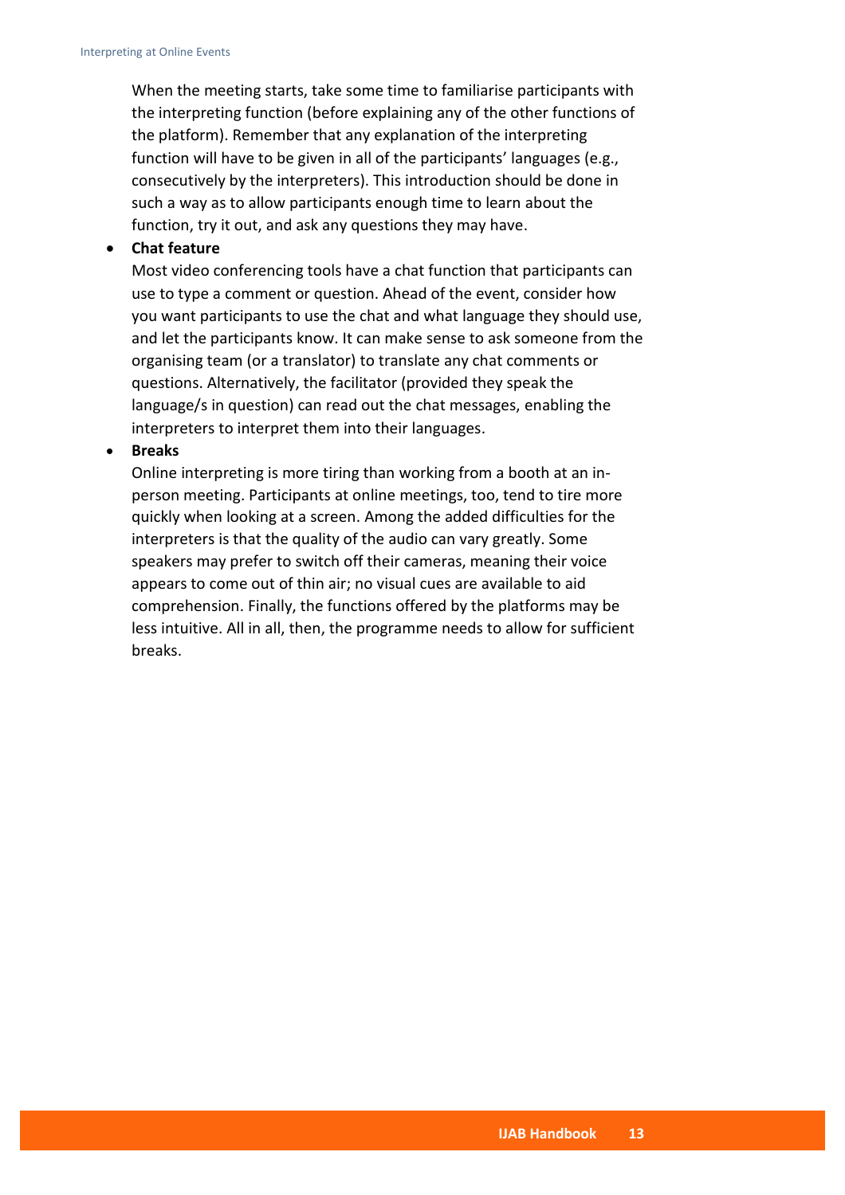When the meeting starts, take some time to familiarise participants with the interpreting function (before explaining any of the other functions of the platform). Remember that any explanation of the interpreting function will have to be given in all of the participants' languages (e.g., consecutively by the interpreters). This introduction should be done in such a way as to allow participants enough time to learn about the function, try it out, and ask any questions they may have.

- **Chat feature**
  Most video conferencing tools have a chat function that participants can use to type a comment or question. Ahead of the event, consider how you want participants to use the chat and what language they should use, and let the participants know. It can make sense to ask someone from the organising team (or a translator) to translate any chat comments or questions. Alternatively, the facilitator (provided they speak the language/s in question) can read out the chat messages, enabling the interpreters to interpret them into their languages.
- **Breaks**
  Online interpreting is more tiring than working from a booth at an in-person meeting. Participants at online meetings, too, tend to tire more quickly when looking at a screen. Among the added difficulties for the interpreters is that the quality of the audio can vary greatly. Some speakers may prefer to switch off their cameras, meaning their voice appears to come out of thin air; no visual cues are available to aid comprehension. Finally, the functions offered by the platforms may be less intuitive. All in all, then, the programme needs to allow for sufficient breaks.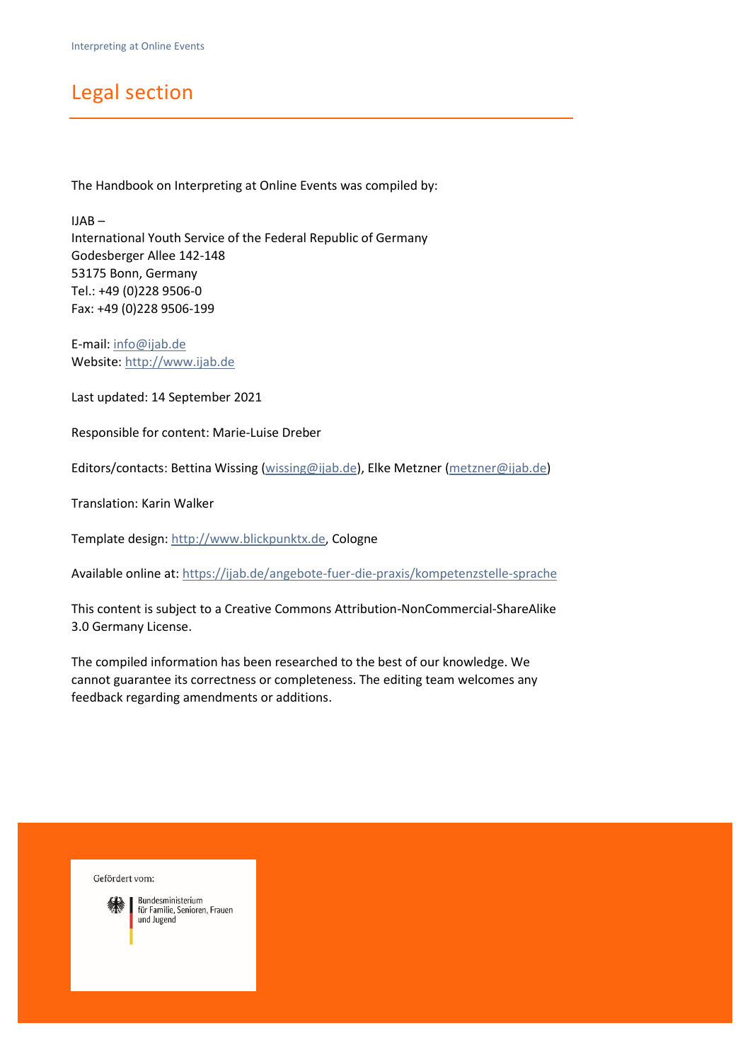# Legal section

The Handbook on Interpreting at Online Events was compiled by:

IJAB –
International Youth Service of the Federal Republic of Germany
Godesberger Allee 142-148
53175 Bonn, Germany
Tel.: +49 (0)228 9506-0
Fax: +49 (0)228 9506-199

E-mail: info@ijab.de
Website: http://www.ijab.de

Last updated: 14 September 2021

Responsible for content: Marie-Luise Dreber

Editors/contacts: Bettina Wissing (wissing@ijab.de), Elke Metzner (metzner@ijab.de)

Translation: Karin Walker

Template design: http://www.blickpunktx.de, Cologne

Available online at: https://ijab.de/angebote-fuer-die-praxis/kompetenzstelle-sprache

This content is subject to a Creative Commons Attribution-NonCommercial-ShareAlike 3.0 Germany License.

The compiled information has been researched to the best of our knowledge. We cannot guarantee its correctness or completeness. The editing team welcomes any feedback regarding amendments or additions.

Gefördert vom:

Bundesministerium für Familie, Senioren, Frauen und Jugend